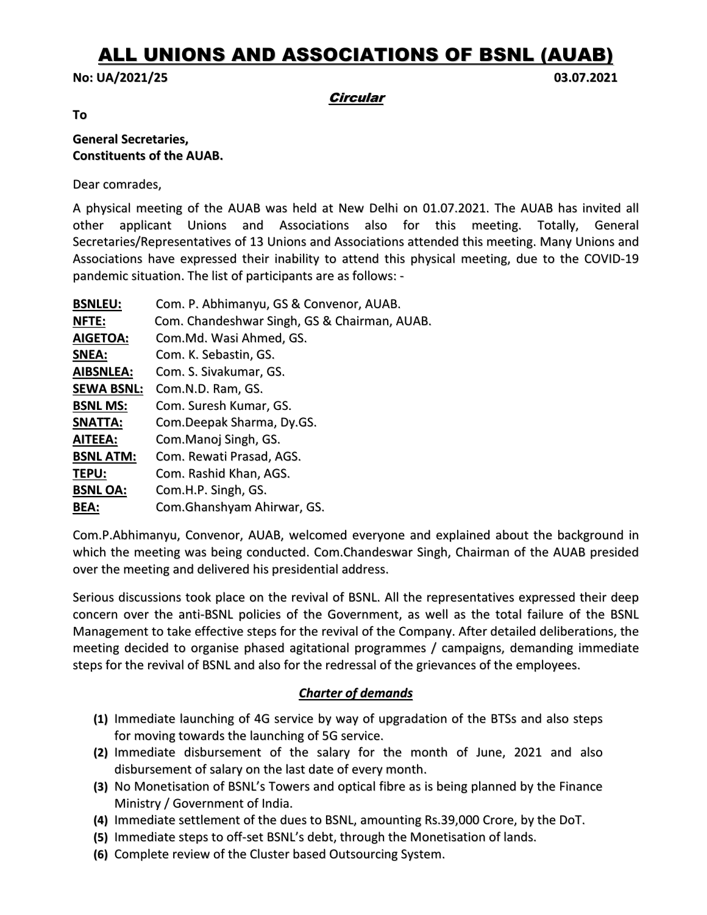# ALL UNIONS AND ASSOCIATIONS OF BSNL (AUAB)

**No: UA/2021/25** **03.07.2021**

***Circular***

**To**

**General Secretaries,**
**Constituents of the AUAB.**

Dear comrades,

A physical meeting of the AUAB was held at New Delhi on 01.07.2021. The AUAB has invited all other applicant Unions and Associations also for this meeting. Totally, General Secretaries/Representatives of 13 Unions and Associations attended this meeting. Many Unions and Associations have expressed their inability to attend this physical meeting, due to the COVID-19 pandemic situation. The list of participants are as follows: -

**BSNLEU:** Com. P. Abhimanyu, GS & Convenor, AUAB.
**NFTE:** Com. Chandeshwar Singh, GS & Chairman, AUAB.
**AIGETOA:** Com.Md. Wasi Ahmed, GS.
**SNEA:** Com. K. Sebastin, GS.
**AIBSNLEA:** Com. S. Sivakumar, GS.
**SEWA BSNL:** Com.N.D. Ram, GS.
**BSNL MS:** Com. Suresh Kumar, GS.
**SNATTA:** Com.Deepak Sharma, Dy.GS.
**AITEEA:** Com.Manoj Singh, GS.
**BSNL ATM:** Com. Rewati Prasad, AGS.
**TEPU:** Com. Rashid Khan, AGS.
**BSNL OA:** Com.H.P. Singh, GS.
**BEA:** Com.Ghanshyam Ahirwar, GS.

Com.P.Abhimanyu, Convenor, AUAB, welcomed everyone and explained about the background in which the meeting was being conducted. Com.Chandeswar Singh, Chairman of the AUAB presided over the meeting and delivered his presidential address.

Serious discussions took place on the revival of BSNL. All the representatives expressed their deep concern over the anti-BSNL policies of the Government, as well as the total failure of the BSNL Management to take effective steps for the revival of the Company. After detailed deliberations, the meeting decided to organise phased agitational programmes / campaigns, demanding immediate steps for the revival of BSNL and also for the redressal of the grievances of the employees.

***Charter of demands***

**(1)** Immediate launching of 4G service by way of upgradation of the BTSs and also steps for moving towards the launching of 5G service.
**(2)** Immediate disbursement of the salary for the month of June, 2021 and also disbursement of salary on the last date of every month.
**(3)** No Monetisation of BSNL's Towers and optical fibre as is being planned by the Finance Ministry / Government of India.
**(4)** Immediate settlement of the dues to BSNL, amounting Rs.39,000 Crore, by the DoT.
**(5)** Immediate steps to off-set BSNL's debt, through the Monetisation of lands.
**(6)** Complete review of the Cluster based Outsourcing System.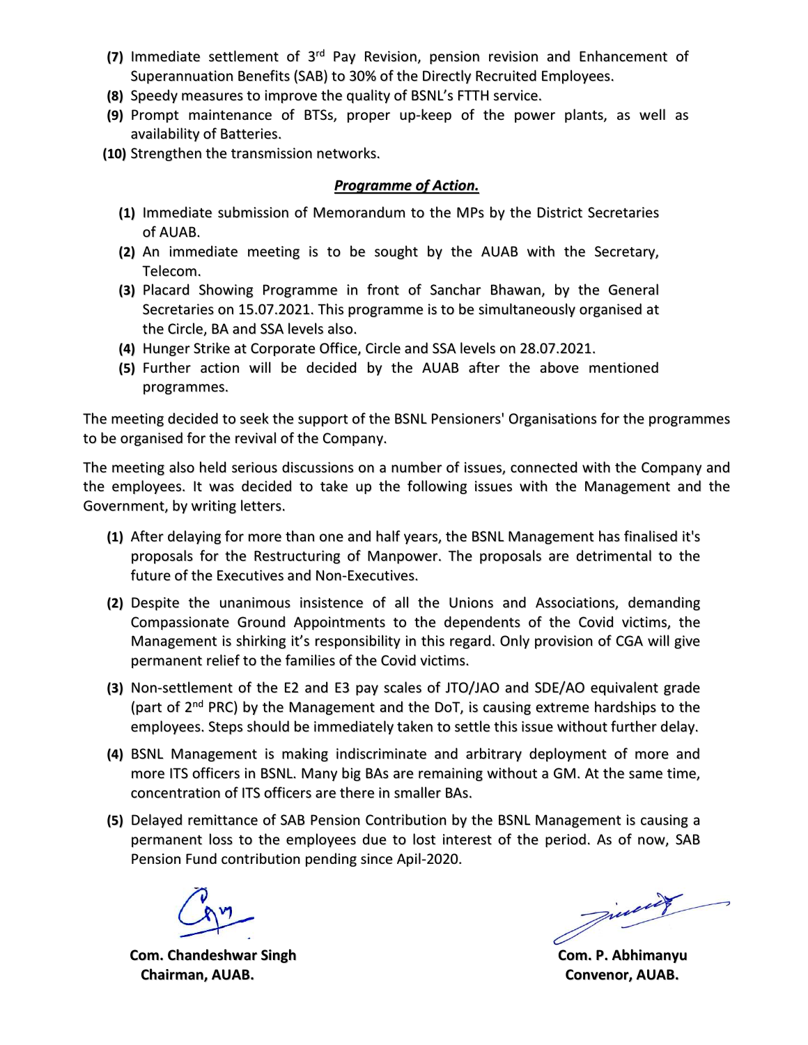**(7)** Immediate settlement of 3rd Pay Revision, pension revision and Enhancement of Superannuation Benefits (SAB) to 30% of the Directly Recruited Employees.

**(8)** Speedy measures to improve the quality of BSNL's FTTH service.

**(9)** Prompt maintenance of BTSs, proper up-keep of the power plants, as well as availability of Batteries.

**(10)** Strengthen the transmission networks.

***Programme of Action.***

**(1)** Immediate submission of Memorandum to the MPs by the District Secretaries of AUAB.

**(2)** An immediate meeting is to be sought by the AUAB with the Secretary, Telecom.

**(3)** Placard Showing Programme in front of Sanchar Bhawan, by the General Secretaries on 15.07.2021. This programme is to be simultaneously organised at the Circle, BA and SSA levels also.

**(4)** Hunger Strike at Corporate Office, Circle and SSA levels on 28.07.2021.

**(5)** Further action will be decided by the AUAB after the above mentioned programmes.

The meeting decided to seek the support of the BSNL Pensioners' Organisations for the programmes to be organised for the revival of the Company.

The meeting also held serious discussions on a number of issues, connected with the Company and the employees. It was decided to take up the following issues with the Management and the Government, by writing letters.

**(1)** After delaying for more than one and half years, the BSNL Management has finalised it's proposals for the Restructuring of Manpower. The proposals are detrimental to the future of the Executives and Non-Executives.

**(2)** Despite the unanimous insistence of all the Unions and Associations, demanding Compassionate Ground Appointments to the dependents of the Covid victims, the Management is shirking it's responsibility in this regard. Only provision of CGA will give permanent relief to the families of the Covid victims.

**(3)** Non-settlement of the E2 and E3 pay scales of JTO/JAO and SDE/AO equivalent grade (part of 2nd PRC) by the Management and the DoT, is causing extreme hardships to the employees. Steps should be immediately taken to settle this issue without further delay.

**(4)** BSNL Management is making indiscriminate and arbitrary deployment of more and more ITS officers in BSNL. Many big BAs are remaining without a GM. At the same time, concentration of ITS officers are there in smaller BAs.

**(5)** Delayed remittance of SAB Pension Contribution by the BSNL Management is causing a permanent loss to the employees due to lost interest of the period. As of now, SAB Pension Fund contribution pending since Apil-2020.

**Com. Chandeshwar Singh**
**Chairman, AUAB.**

**Com. P. Abhimanyu**
**Convenor, AUAB.**